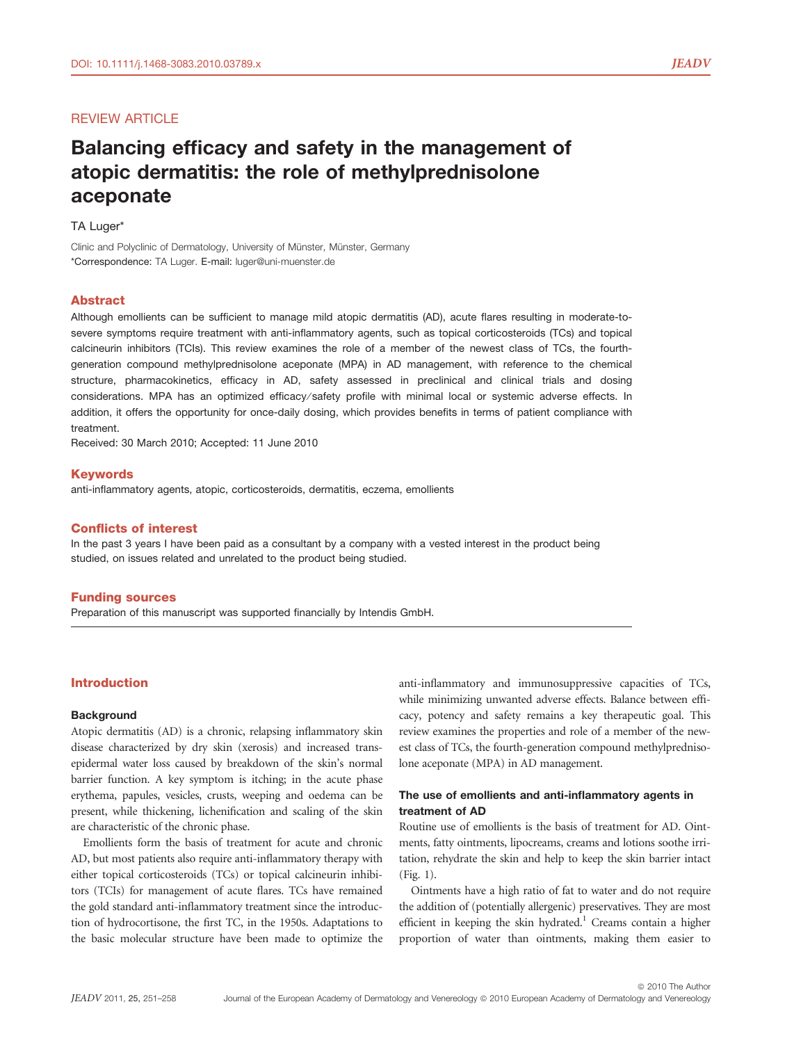REVIEW ARTICLE

# Balancing efficacy and safety in the management of atopic dermatitis: the role of methylprednisolone aceponate

TA Luger*

Clinic and Polyclinic of Dermatology, University of Münster, Münster, Germany
*Correspondence: TA Luger. E-mail: luger@uni-muenster.de

## Abstract

Although emollients can be sufficient to manage mild atopic dermatitis (AD), acute flares resulting in moderate-to-severe symptoms require treatment with anti-inflammatory agents, such as topical corticosteroids (TCs) and topical calcineurin inhibitors (TCIs). This review examines the role of a member of the newest class of TCs, the fourth-generation compound methylprednisolone aceponate (MPA) in AD management, with reference to the chemical structure, pharmacokinetics, efficacy in AD, safety assessed in preclinical and clinical trials and dosing considerations. MPA has an optimized efficacy/safety profile with minimal local or systemic adverse effects. In addition, it offers the opportunity for once-daily dosing, which provides benefits in terms of patient compliance with treatment.

Received: 30 March 2010; Accepted: 11 June 2010

## Keywords

anti-inflammatory agents, atopic, corticosteroids, dermatitis, eczema, emollients

## Conflicts of interest

In the past 3 years I have been paid as a consultant by a company with a vested interest in the product being studied, on issues related and unrelated to the product being studied.

## Funding sources

Preparation of this manuscript was supported financially by Intendis GmbH.

## Introduction

### Background

Atopic dermatitis (AD) is a chronic, relapsing inflammatory skin disease characterized by dry skin (xerosis) and increased transepidermal water loss caused by breakdown of the skin's normal barrier function. A key symptom is itching; in the acute phase erythema, papules, vesicles, crusts, weeping and oedema can be present, while thickening, lichenification and scaling of the skin are characteristic of the chronic phase.

Emollients form the basis of treatment for acute and chronic AD, but most patients also require anti-inflammatory therapy with either topical corticosteroids (TCs) or topical calcineurin inhibitors (TCIs) for management of acute flares. TCs have remained the gold standard anti-inflammatory treatment since the introduction of hydrocortisone, the first TC, in the 1950s. Adaptations to the basic molecular structure have been made to optimize the anti-inflammatory and immunosuppressive capacities of TCs, while minimizing unwanted adverse effects. Balance between efficacy, potency and safety remains a key therapeutic goal. This review examines the properties and role of a member of the newest class of TCs, the fourth-generation compound methylprednisolone aceponate (MPA) in AD management.

### The use of emollients and anti-inflammatory agents in treatment of AD

Routine use of emollients is the basis of treatment for AD. Ointments, fatty ointments, lipocreams, creams and lotions soothe irritation, rehydrate the skin and help to keep the skin barrier intact (Fig. 1).

Ointments have a high ratio of fat to water and do not require the addition of (potentially allergenic) preservatives. They are most efficient in keeping the skin hydrated.[1] Creams contain a higher proportion of water than ointments, making them easier to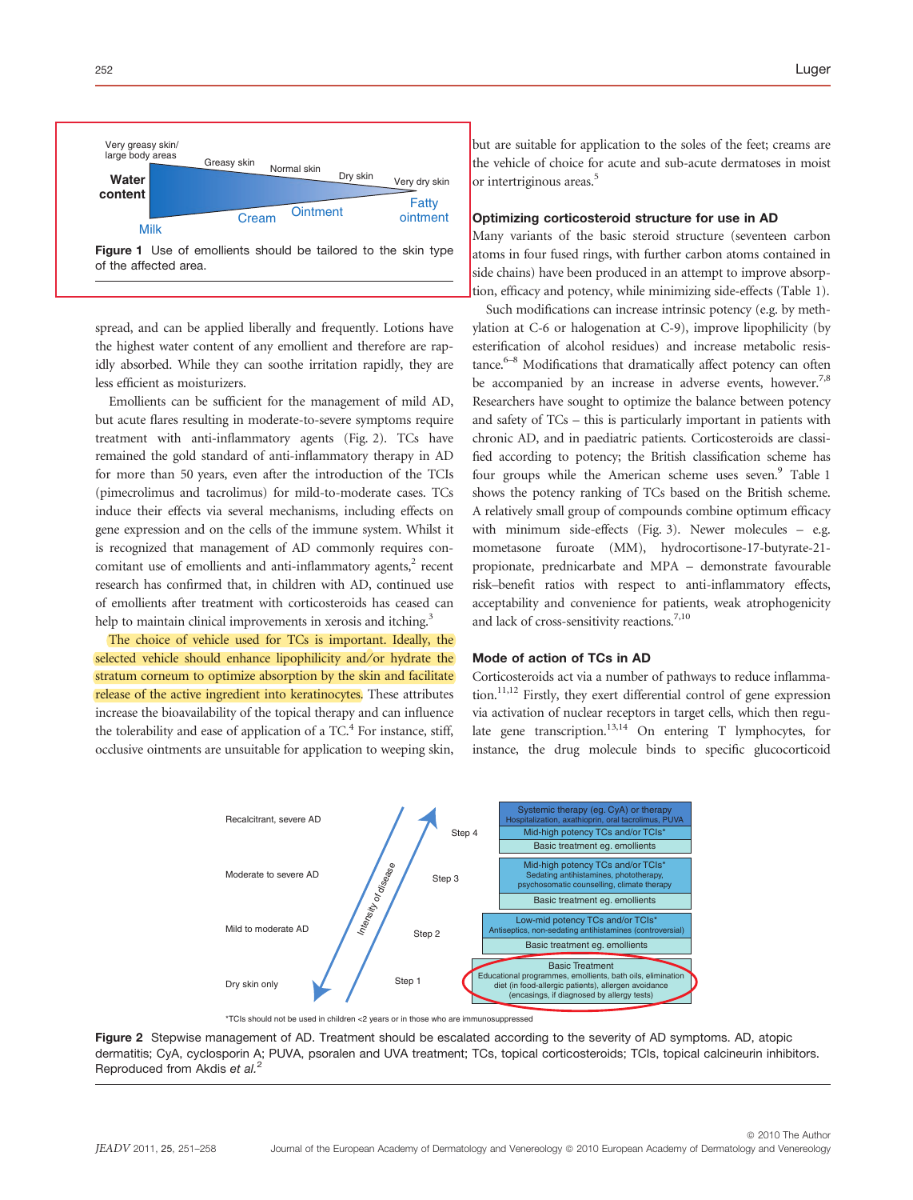Very greasy skin/ large body areas | Greasy skin | Normal skin | Dry skin | Very dry skin

Water content

Milk | Cream | Ointment | Fatty ointment

**Figure 1** Use of emollients should be tailored to the skin type of the affected area.

spread, and can be applied liberally and frequently. Lotions have the highest water content of any emollient and therefore are rapidly absorbed. While they can soothe irritation rapidly, they are less efficient as moisturizers.

Emollients can be sufficient for the management of mild AD, but acute flares resulting in moderate-to-severe symptoms require treatment with anti-inflammatory agents (Fig. 2). TCs have remained the gold standard of anti-inflammatory therapy in AD for more than 50 years, even after the introduction of the TCIs (pimecrolimus and tacrolimus) for mild-to-moderate cases. TCs induce their effects via several mechanisms, including effects on gene expression and on the cells of the immune system. Whilst it is recognized that management of AD commonly requires concomitant use of emollients and anti-inflammatory agents,[2] recent research has confirmed that, in children with AD, continued use of emollients after treatment with corticosteroids has ceased can help to maintain clinical improvements in xerosis and itching.[3]

The choice of vehicle used for TCs is important. Ideally, the selected vehicle should enhance lipophilicity and/or hydrate the stratum corneum to optimize absorption by the skin and facilitate release of the active ingredient into keratinocytes. These attributes increase the bioavailability of the topical therapy and can influence the tolerability and ease of application of a TC.[4] For instance, stiff, occlusive ointments are unsuitable for application to weeping skin, but are suitable for application to the soles of the feet; creams are the vehicle of choice for acute and sub-acute dermatoses in moist or intertriginous areas.[5]

## Optimizing corticosteroid structure for use in AD

Many variants of the basic steroid structure (seventeen carbon atoms in four fused rings, with further carbon atoms contained in side chains) have been produced in an attempt to improve absorption, efficacy and potency, while minimizing side-effects (Table 1).

Such modifications can increase intrinsic potency (e.g. by methylation at C-6 or halogenation at C-9), improve lipophilicity (by esterification of alcohol residues) and increase metabolic resistance.[6–8] Modifications that dramatically affect potency can often be accompanied by an increase in adverse events, however.[7,8] Researchers have sought to optimize the balance between potency and safety of TCs – this is particularly important in patients with chronic AD, and in paediatric patients. Corticosteroids are classified according to potency; the British classification scheme has four groups while the American scheme uses seven.[9] Table 1 shows the potency ranking of TCs based on the British scheme. A relatively small group of compounds combine optimum efficacy with minimum side-effects (Fig. 3). Newer molecules – e.g. mometasone furoate (MM), hydrocortisone-17-butyrate-21-propionate, prednicarbate and MPA – demonstrate favourable risk–benefit ratios with respect to anti-inflammatory effects, acceptability and convenience for patients, weak atrophogenicity and lack of cross-sensitivity reactions.[7,10]

## Mode of action of TCs in AD

Corticosteroids act via a number of pathways to reduce inflammation.[11,12] Firstly, they exert differential control of gene expression via activation of nuclear receptors in target cells, which then regulate gene transcription.[13,14] On entering T lymphocytes, for instance, the drug molecule binds to specific glucocorticoid

| Severity | Step | Treatment |
|---|---|---|
| Recalcitrant, severe AD | Step 4 | Systemic therapy (eg. CyA) or therapy; Hospitalization, axathioprin, oral tacrolimus, PUVA; Mid-high potency TCs and/or TCIs*; Basic treatment eg. emollients |
| Moderate to severe AD | Step 3 | Mid-high potency TCs and/or TCIs*; Sedating antihistamines, phototherapy, psychosomatic counselling, climate therapy; Basic treatment eg. emollients |
| Mild to moderate AD | Step 2 | Low-mid potency TCs and/or TCIs*; Antiseptics, non-sedating antihistamines (controversial); Basic treatment eg. emollients |
| Dry skin only | Step 1 | Basic Treatment; Educational programmes, emollients, bath oils, elimination diet (in food-allergic patients), allergen avoidance (encasings, if diagnosed by allergy tests) |

Intensity of disease

*TCIs should not be used in children <2 years or in those who are immunosuppressed

**Figure 2** Stepwise management of AD. Treatment should be escalated according to the severity of AD symptoms. AD, atopic dermatitis; CyA, cyclosporin A; PUVA, psoralen and UVA treatment; TCs, topical corticosteroids; TCIs, topical calcineurin inhibitors. Reproduced from Akdis *et al.*[2]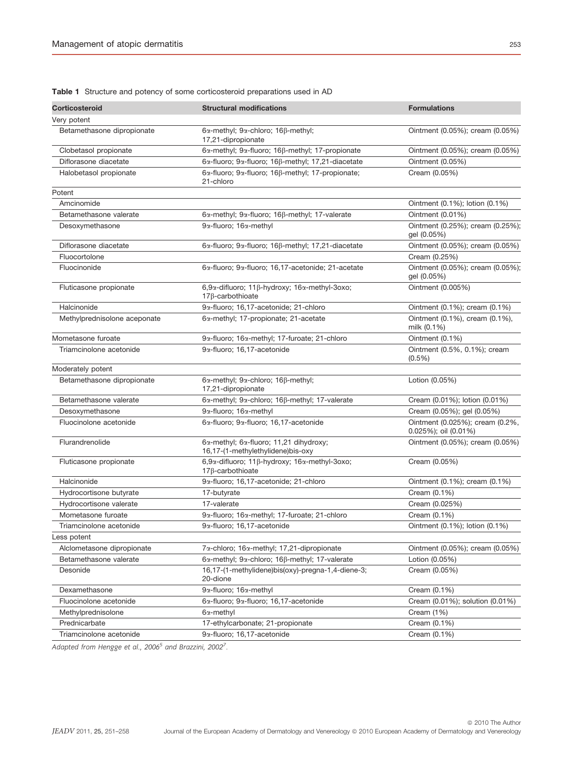**Table 1** Structure and potency of some corticosteroid preparations used in AD

| Corticosteroid | Structural modifications | Formulations |
|---|---|---|
| Very potent | | |
| Betamethasone dipropionate | 6α-methyl; 9α-chloro; 16β-methyl; 17,21-dipropionate | Ointment (0.05%); cream (0.05%) |
| Clobetasol propionate | 6α-methyl; 9α-fluoro; 16β-methyl; 17-propionate | Ointment (0.05%); cream (0.05%) |
| Diflorasone diacetate | 6α-fluoro; 9α-fluoro; 16β-methyl; 17,21-diacetate | Ointment (0.05%) |
| Halobetasol propionate | 6α-fluoro; 9α-fluoro; 16β-methyl; 17-propionate; 21-chloro | Cream (0.05%) |
| Potent | | |
| Amcinomide | | Ointment (0.1%); lotion (0.1%) |
| Betamethasone valerate | 6α-methyl; 9α-fluoro; 16β-methyl; 17-valerate | Ointment (0.01%) |
| Desoxymethasone | 9α-fluoro; 16α-methyl | Ointment (0.25%); cream (0.25%); gel (0.05%) |
| Diflorasone diacetate | 6α-fluoro; 9α-fluoro; 16β-methyl; 17,21-diacetate | Ointment (0.05%); cream (0.05%) |
| Fluocortolone | | Cream (0.25%) |
| Fluocinonide | 6α-fluoro; 9α-fluoro; 16,17-acetonide; 21-acetate | Ointment (0.05%); cream (0.05%); gel (0.05%) |
| Fluticasone propionate | 6,9α-difluoro; 11β-hydroxy; 16α-methyl-3oxo; 17β-carbothioate | Ointment (0.005%) |
| Halcinonide | 9α-fluoro; 16,17-acetonide; 21-chloro | Ointment (0.1%); cream (0.1%) |
| Methylprednisolone aceponate | 6α-methyl; 17-propionate; 21-acetate | Ointment (0.1%), cream (0.1%), milk (0.1%) |
| Mometasone furoate | 9α-fluoro; 16α-methyl; 17-furoate; 21-chloro | Ointment (0.1%) |
| Triamcinolone acetonide | 9α-fluoro; 16,17-acetonide | Ointment (0.5%, 0.1%); cream (0.5%) |
| Moderately potent | | |
| Betamethasone dipropionate | 6α-methyl; 9α-chloro; 16β-methyl; 17,21-dipropionate | Lotion (0.05%) |
| Betamethasone valerate | 6α-methyl; 9α-chloro; 16β-methyl; 17-valerate | Cream (0.01%); lotion (0.01%) |
| Desoxymethasone | 9α-fluoro; 16α-methyl | Cream (0.05%); gel (0.05%) |
| Fluocinolone acetonide | 6α-fluoro; 9α-fluoro; 16,17-acetonide | Ointment (0.025%); cream (0.2%, 0.025%); oil (0.01%) |
| Flurandrenolide | 6α-methyl; 6α-fluoro; 11,21 dihydroxy; 16,17-(1-methylethylidene)bis-oxy | Ointment (0.05%); cream (0.05%) |
| Fluticasone propionate | 6,9α-difluoro; 11β-hydroxy; 16α-methyl-3oxo; 17β-carbothioate | Cream (0.05%) |
| Halcinonide | 9α-fluoro; 16,17-acetonide; 21-chloro | Ointment (0.1%); cream (0.1%) |
| Hydrocortisone butyrate | 17-butyrate | Cream (0.1%) |
| Hydrocortisone valerate | 17-valerate | Cream (0.025%) |
| Mometasone furoate | 9α-fluoro; 16α-methyl; 17-furoate; 21-chloro | Cream (0.1%) |
| Triamcinolone acetonide | 9α-fluoro; 16,17-acetonide | Ointment (0.1%); lotion (0.1%) |
| Less potent | | |
| Alclometasone dipropionate | 7α-chloro; 16α-methyl; 17,21-dipropionate | Ointment (0.05%); cream (0.05%) |
| Betamethasone valerate | 6α-methyl; 9α-chloro; 16β-methyl; 17-valerate | Lotion (0.05%) |
| Desonide | 16,17-(1-methylidene)bis(oxy)-pregna-1,4-diene-3; 20-dione | Cream (0.05%) |
| Dexamethasone | 9α-fluoro; 16α-methyl | Cream (0.1%) |
| Fluocinolone acetonide | 6α-fluoro; 9α-fluoro; 16,17-acetonide | Cream (0.01%); solution (0.01%) |
| Methylprednisolone | 6α-methyl | Cream (1%) |
| Prednicarbate | 17-ethylcarbonate; 21-propionate | Cream (0.1%) |
| Triamcinolone acetonide | 9α-fluoro; 16,17-acetonide | Cream (0.1%) |

*Adapted from Hengge et al., 2006[5] and Brazzini, 2002[7].*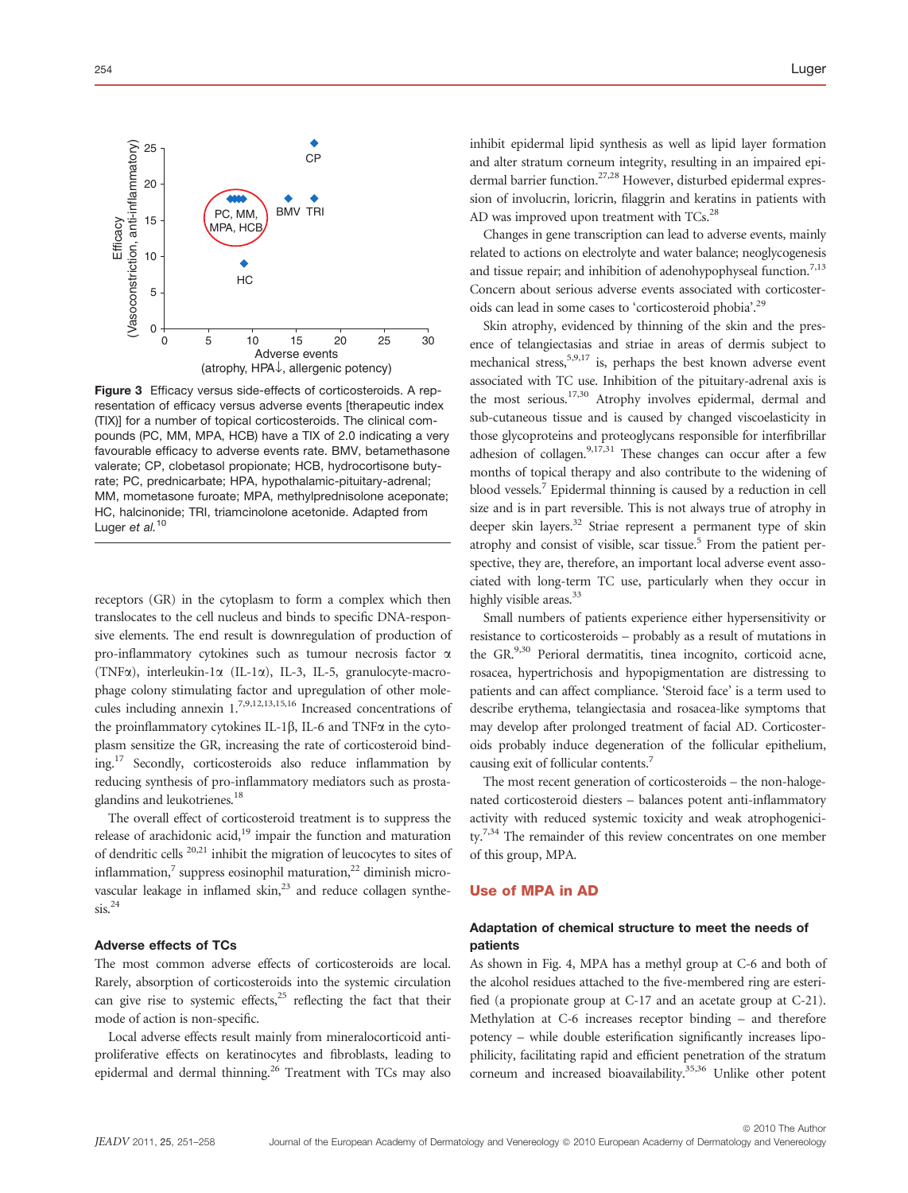**Figure 3** Efficacy versus side-effects of corticosteroids. A representation of efficacy versus adverse events [therapeutic index (TIX)] for a number of topical corticosteroids. The clinical compounds (PC, MM, MPA, HCB) have a TIX of 2.0 indicating a very favourable efficacy to adverse events rate. BMV, betamethasone valerate; CP, clobetasol propionate; HCB, hydrocortisone butyrate; PC, prednicarbate; HPA, hypothalamic-pituitary-adrenal; MM, mometasone furoate; MPA, methylprednisolone aceponate; HC, halcinonide; TRI, triamcinolone acetonide. Adapted from Luger *et al.*[10]

receptors (GR) in the cytoplasm to form a complex which then translocates to the cell nucleus and binds to specific DNA-responsive elements. The end result is downregulation of production of pro-inflammatory cytokines such as tumour necrosis factor α (TNFα), interleukin-1α (IL-1α), IL-3, IL-5, granulocyte-macrophage colony stimulating factor and upregulation of other molecules including annexin 1.[7,9,12,13,15,16] Increased concentrations of the proinflammatory cytokines IL-1β, IL-6 and TNFα in the cytoplasm sensitize the GR, increasing the rate of corticosteroid binding.[17] Secondly, corticosteroids also reduce inflammation by reducing synthesis of pro-inflammatory mediators such as prostaglandins and leukotrienes.[18]

The overall effect of corticosteroid treatment is to suppress the release of arachidonic acid,[19] impair the function and maturation of dendritic cells [20,21] inhibit the migration of leucocytes to sites of inflammation,[7] suppress eosinophil maturation,[22] diminish microvascular leakage in inflamed skin,[23] and reduce collagen synthesis.[24]

### Adverse effects of TCs

The most common adverse effects of corticosteroids are local. Rarely, absorption of corticosteroids into the systemic circulation can give rise to systemic effects,[25] reflecting the fact that their mode of action is non-specific.

Local adverse effects result mainly from mineralocorticoid antiproliferative effects on keratinocytes and fibroblasts, leading to epidermal and dermal thinning.[26] Treatment with TCs may also inhibit epidermal lipid synthesis as well as lipid layer formation and alter stratum corneum integrity, resulting in an impaired epidermal barrier function.[27,28] However, disturbed epidermal expression of involucrin, loricrin, filaggrin and keratins in patients with AD was improved upon treatment with TCs.[28]

Changes in gene transcription can lead to adverse events, mainly related to actions on electrolyte and water balance; neoglycogenesis and tissue repair; and inhibition of adenohypophyseal function.[7,13] Concern about serious adverse events associated with corticosteroids can lead in some cases to 'corticosteroid phobia'.[29]

Skin atrophy, evidenced by thinning of the skin and the presence of telangiectasias and striae in areas of dermis subject to mechanical stress,[5,9,17] is, perhaps the best known adverse event associated with TC use. Inhibition of the pituitary-adrenal axis is the most serious.[17,30] Atrophy involves epidermal, dermal and sub-cutaneous tissue and is caused by changed viscoelasticity in those glycoproteins and proteoglycans responsible for interfibrillar adhesion of collagen.[9,17,31] These changes can occur after a few months of topical therapy and also contribute to the widening of blood vessels.[7] Epidermal thinning is caused by a reduction in cell size and is in part reversible. This is not always true of atrophy in deeper skin layers.[32] Striae represent a permanent type of skin atrophy and consist of visible, scar tissue.[5] From the patient perspective, they are, therefore, an important local adverse event associated with long-term TC use, particularly when they occur in highly visible areas.[33]

Small numbers of patients experience either hypersensitivity or resistance to corticosteroids – probably as a result of mutations in the GR.[9,30] Perioral dermatitis, tinea incognito, corticoid acne, rosacea, hypertrichosis and hypopigmentation are distressing to patients and can affect compliance. 'Steroid face' is a term used to describe erythema, telangiectasia and rosacea-like symptoms that may develop after prolonged treatment of facial AD. Corticosteroids probably induce degeneration of the follicular epithelium, causing exit of follicular contents.[7]

The most recent generation of corticosteroids – the non-halogenated corticosteroid diesters – balances potent anti-inflammatory activity with reduced systemic toxicity and weak atrophogenicity.[7,34] The remainder of this review concentrates on one member of this group, MPA.

## Use of MPA in AD

### Adaptation of chemical structure to meet the needs of patients

As shown in Fig. 4, MPA has a methyl group at C-6 and both of the alcohol residues attached to the five-membered ring are esterified (a propionate group at C-17 and an acetate group at C-21). Methylation at C-6 increases receptor binding – and therefore potency – while double esterification significantly increases lipophilicity, facilitating rapid and efficient penetration of the stratum corneum and increased bioavailability.[35,36] Unlike other potent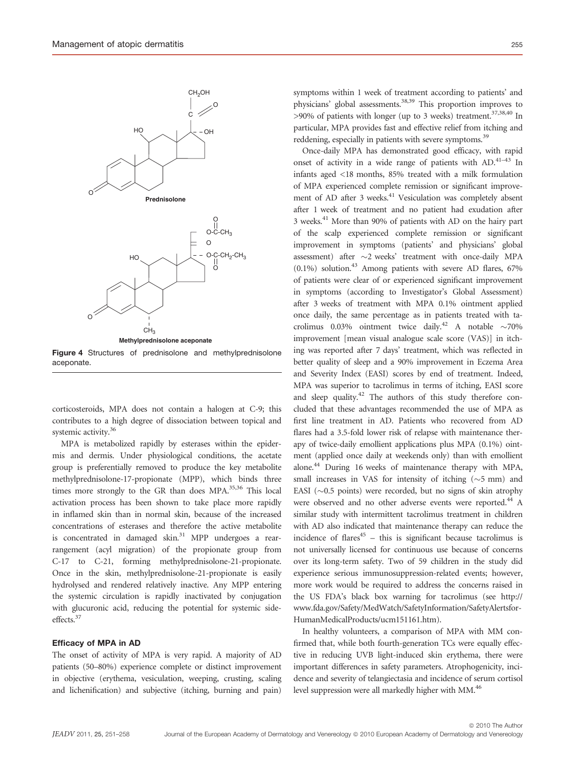Figure 4 Structures of prednisolone and methylprednisolone aceponate.

corticosteroids, MPA does not contain a halogen at C-9; this contributes to a high degree of dissociation between topical and systemic activity.[36]

MPA is metabolized rapidly by esterases within the epidermis and dermis. Under physiological conditions, the acetate group is preferentially removed to produce the key metabolite methylprednisolone-17-propionate (MPP), which binds three times more strongly to the GR than does MPA.[35,36] This local activation process has been shown to take place more rapidly in inflamed skin than in normal skin, because of the increased concentrations of esterases and therefore the active metabolite is concentrated in damaged skin.[31] MPP undergoes a rearrangement (acyl migration) of the propionate group from C-17 to C-21, forming methylprednisolone-21-propionate. Once in the skin, methylprednisolone-21-propionate is easily hydrolysed and rendered relatively inactive. Any MPP entering the systemic circulation is rapidly inactivated by conjugation with glucuronic acid, reducing the potential for systemic side-effects.[37]

### Efficacy of MPA in AD

The onset of activity of MPA is very rapid. A majority of AD patients (50–80%) experience complete or distinct improvement in objective (erythema, vesiculation, weeping, crusting, scaling and lichenification) and subjective (itching, burning and pain) symptoms within 1 week of treatment according to patients' and physicians' global assessments.[38,39] This proportion improves to >90% of patients with longer (up to 3 weeks) treatment.[37,38,40] In particular, MPA provides fast and effective relief from itching and reddening, especially in patients with severe symptoms.[39]

Once-daily MPA has demonstrated good efficacy, with rapid onset of activity in a wide range of patients with AD.[41–43] In infants aged <18 months, 85% treated with a milk formulation of MPA experienced complete remission or significant improvement of AD after 3 weeks.[41] Vesiculation was completely absent after 1 week of treatment and no patient had exudation after 3 weeks.[41] More than 90% of patients with AD on the hairy part of the scalp experienced complete remission or significant improvement in symptoms (patients' and physicians' global assessment) after ~2 weeks' treatment with once-daily MPA (0.1%) solution.[43] Among patients with severe AD flares, 67% of patients were clear of or experienced significant improvement in symptoms (according to Investigator's Global Assessment) after 3 weeks of treatment with MPA 0.1% ointment applied once daily, the same percentage as in patients treated with tacrolimus 0.03% ointment twice daily.[42] A notable ~70% improvement [mean visual analogue scale score (VAS)] in itching was reported after 7 days' treatment, which was reflected in better quality of sleep and a 90% improvement in Eczema Area and Severity Index (EASI) scores by end of treatment. Indeed, MPA was superior to tacrolimus in terms of itching, EASI score and sleep quality.[42] The authors of this study therefore concluded that these advantages recommended the use of MPA as first line treatment in AD. Patients who recovered from AD flares had a 3.5-fold lower risk of relapse with maintenance therapy of twice-daily emollient applications plus MPA (0.1%) ointment (applied once daily at weekends only) than with emollient alone.[44] During 16 weeks of maintenance therapy with MPA, small increases in VAS for intensity of itching (~5 mm) and EASI (~0.5 points) were recorded, but no signs of skin atrophy were observed and no other adverse events were reported.[44] A similar study with intermittent tacrolimus treatment in children with AD also indicated that maintenance therapy can reduce the incidence of flares[45] – this is significant because tacrolimus is not universally licensed for continuous use because of concerns over its long-term safety. Two of 59 children in the study did experience serious immunosuppression-related events; however, more work would be required to address the concerns raised in the US FDA's black box warning for tacrolimus (see http://www.fda.gov/Safety/MedWatch/SafetyInformation/SafetyAlertsforHumanMedicalProducts/ucm151161.htm).

In healthy volunteers, a comparison of MPA with MM confirmed that, while both fourth-generation TCs were equally effective in reducing UVB light-induced skin erythema, there were important differences in safety parameters. Atrophogenicity, incidence and severity of telangiectasia and incidence of serum cortisol level suppression were all markedly higher with MM.[46]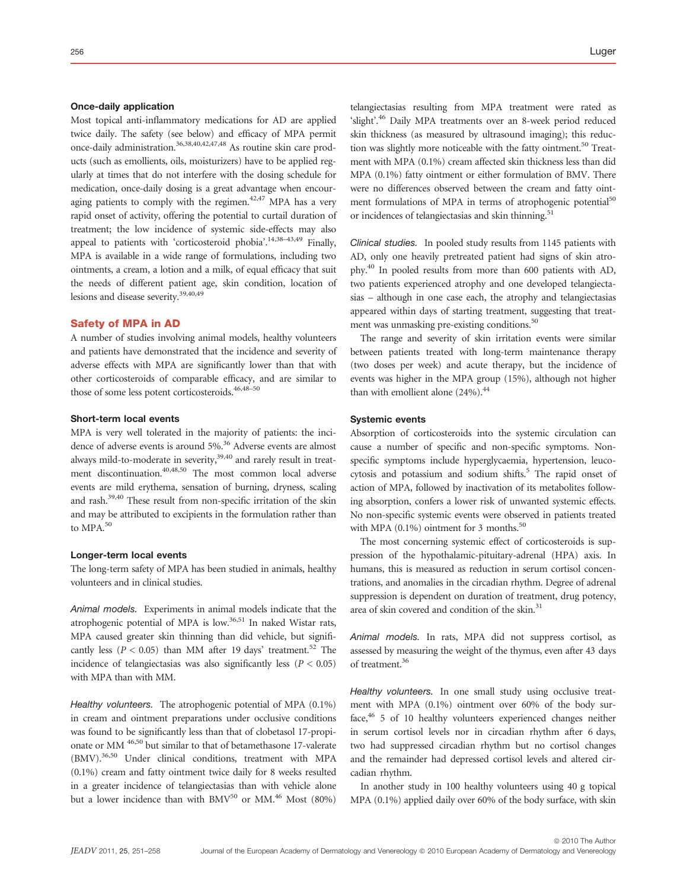### Once-daily application

Most topical anti-inflammatory medications for AD are applied twice daily. The safety (see below) and efficacy of MPA permit once-daily administration.[36,38,40,42,47,48] As routine skin care products (such as emollients, oils, moisturizers) have to be applied regularly at times that do not interfere with the dosing schedule for medication, once-daily dosing is a great advantage when encouraging patients to comply with the regimen.[42,47] MPA has a very rapid onset of activity, offering the potential to curtail duration of treatment; the low incidence of systemic side-effects may also appeal to patients with 'corticosteroid phobia'.[14,38–43,49] Finally, MPA is available in a wide range of formulations, including two ointments, a cream, a lotion and a milk, of equal efficacy that suit the needs of different patient age, skin condition, location of lesions and disease severity.[39,40,49]

## Safety of MPA in AD

A number of studies involving animal models, healthy volunteers and patients have demonstrated that the incidence and severity of adverse effects with MPA are significantly lower than that with other corticosteroids of comparable efficacy, and are similar to those of some less potent corticosteroids.[46,48–50]

### Short-term local events

MPA is very well tolerated in the majority of patients: the incidence of adverse events is around 5%.[36] Adverse events are almost always mild-to-moderate in severity,[39,40] and rarely result in treatment discontinuation.[40,48,50] The most common local adverse events are mild erythema, sensation of burning, dryness, scaling and rash.[39,40] These result from non-specific irritation of the skin and may be attributed to excipients in the formulation rather than to MPA.[50]

### Longer-term local events

The long-term safety of MPA has been studied in animals, healthy volunteers and in clinical studies.

*Animal models.* Experiments in animal models indicate that the atrophogenic potential of MPA is low.[36,51] In naked Wistar rats, MPA caused greater skin thinning than did vehicle, but significantly less ($P < 0.05$) than MM after 19 days' treatment.[52] The incidence of telangiectasias was also significantly less ($P < 0.05$) with MPA than with MM.

*Healthy volunteers.* The atrophogenic potential of MPA (0.1%) in cream and ointment preparations under occlusive conditions was found to be significantly less than that of clobetasol 17-propionate or MM [46,50] but similar to that of betamethasone 17-valerate (BMV).[36,50] Under clinical conditions, treatment with MPA (0.1%) cream and fatty ointment twice daily for 8 weeks resulted in a greater incidence of telangiectasias than with vehicle alone but a lower incidence than with BMV[50] or MM.[46] Most (80%) telangiectasias resulting from MPA treatment were rated as 'slight'.[46] Daily MPA treatments over an 8-week period reduced skin thickness (as measured by ultrasound imaging); this reduction was slightly more noticeable with the fatty ointment.[50] Treatment with MPA (0.1%) cream affected skin thickness less than did MPA (0.1%) fatty ointment or either formulation of BMV. There were no differences observed between the cream and fatty ointment formulations of MPA in terms of atrophogenic potential[50] or incidences of telangiectasias and skin thinning.[51]

*Clinical studies.* In pooled study results from 1145 patients with AD, only one heavily pretreated patient had signs of skin atrophy.[40] In pooled results from more than 600 patients with AD, two patients experienced atrophy and one developed telangiectasias – although in one case each, the atrophy and telangiectasias appeared within days of starting treatment, suggesting that treatment was unmasking pre-existing conditions.[50]

The range and severity of skin irritation events were similar between patients treated with long-term maintenance therapy (two doses per week) and acute therapy, but the incidence of events was higher in the MPA group (15%), although not higher than with emollient alone (24%).[44]

### Systemic events

Absorption of corticosteroids into the systemic circulation can cause a number of specific and non-specific symptoms. Non-specific symptoms include hyperglycaemia, hypertension, leucocytosis and potassium and sodium shifts.[5] The rapid onset of action of MPA, followed by inactivation of its metabolites following absorption, confers a lower risk of unwanted systemic effects. No non-specific systemic events were observed in patients treated with MPA (0.1%) ointment for 3 months.[50]

The most concerning systemic effect of corticosteroids is suppression of the hypothalamic-pituitary-adrenal (HPA) axis. In humans, this is measured as reduction in serum cortisol concentrations, and anomalies in the circadian rhythm. Degree of adrenal suppression is dependent on duration of treatment, drug potency, area of skin covered and condition of the skin.[31]

*Animal models.* In rats, MPA did not suppress cortisol, as assessed by measuring the weight of the thymus, even after 43 days of treatment.[36]

*Healthy volunteers.* In one small study using occlusive treatment with MPA (0.1%) ointment over 60% of the body surface,[46] 5 of 10 healthy volunteers experienced changes neither in serum cortisol levels nor in circadian rhythm after 6 days, two had suppressed circadian rhythm but no cortisol changes and the remainder had depressed cortisol levels and altered circadian rhythm.

In another study in 100 healthy volunteers using 40 g topical MPA (0.1%) applied daily over 60% of the body surface, with skin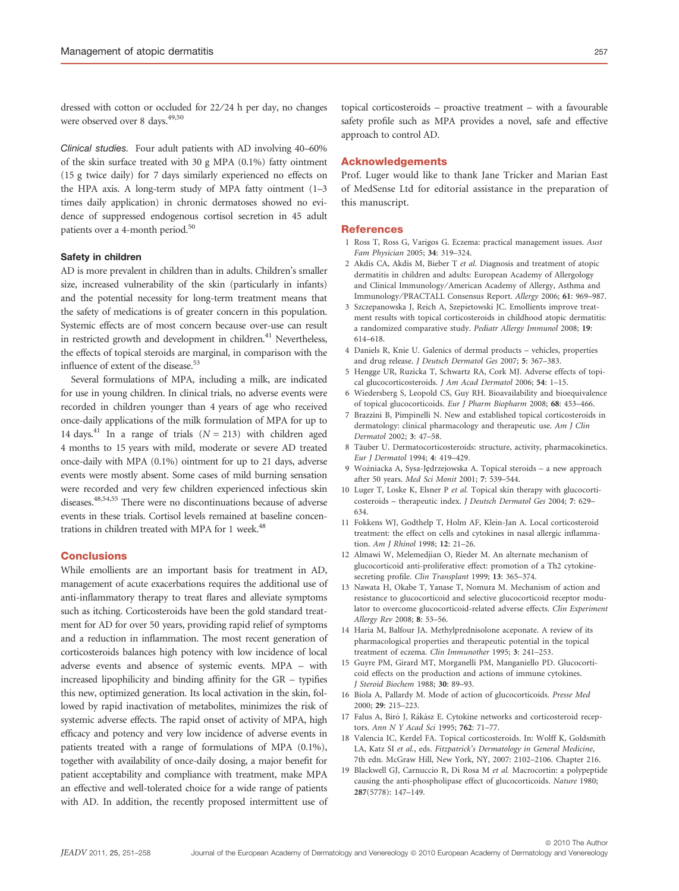dressed with cotton or occluded for 22/24 h per day, no changes were observed over 8 days.[49,50]

*Clinical studies.* Four adult patients with AD involving 40–60% of the skin surface treated with 30 g MPA (0.1%) fatty ointment (15 g twice daily) for 7 days similarly experienced no effects on the HPA axis. A long-term study of MPA fatty ointment (1–3 times daily application) in chronic dermatoses showed no evidence of suppressed endogenous cortisol secretion in 45 adult patients over a 4-month period.[50]

### Safety in children

AD is more prevalent in children than in adults. Children's smaller size, increased vulnerability of the skin (particularly in infants) and the potential necessity for long-term treatment means that the safety of medications is of greater concern in this population. Systemic effects are of most concern because over-use can result in restricted growth and development in children.[41] Nevertheless, the effects of topical steroids are marginal, in comparison with the influence of extent of the disease.[53]

Several formulations of MPA, including a milk, are indicated for use in young children. In clinical trials, no adverse events were recorded in children younger than 4 years of age who received once-daily applications of the milk formulation of MPA for up to 14 days.[41] In a range of trials ($N = 213$) with children aged 4 months to 15 years with mild, moderate or severe AD treated once-daily with MPA (0.1%) ointment for up to 21 days, adverse events were mostly absent. Some cases of mild burning sensation were recorded and very few children experienced infectious skin diseases.[48,54,55] There were no discontinuations because of adverse events in these trials. Cortisol levels remained at baseline concentrations in children treated with MPA for 1 week.[48]

## Conclusions

While emollients are an important basis for treatment in AD, management of acute exacerbations requires the additional use of anti-inflammatory therapy to treat flares and alleviate symptoms such as itching. Corticosteroids have been the gold standard treatment for AD for over 50 years, providing rapid relief of symptoms and a reduction in inflammation. The most recent generation of corticosteroids balances high potency with low incidence of local adverse events and absence of systemic events. MPA – with increased lipophilicity and binding affinity for the GR – typifies this new, optimized generation. Its local activation in the skin, followed by rapid inactivation of metabolites, minimizes the risk of systemic adverse effects. The rapid onset of activity of MPA, high efficacy and potency and very low incidence of adverse events in patients treated with a range of formulations of MPA (0.1%), together with availability of once-daily dosing, a major benefit for patient acceptability and compliance with treatment, make MPA an effective and well-tolerated choice for a wide range of patients with AD. In addition, the recently proposed intermittent use of topical corticosteroids – proactive treatment – with a favourable safety profile such as MPA provides a novel, safe and effective approach to control AD.

## Acknowledgements

Prof. Luger would like to thank Jane Tricker and Marian East of MedSense Ltd for editorial assistance in the preparation of this manuscript.

## References

1 Ross T, Ross G, Varigos G. Eczema: practical management issues. *Aust Fam Physician* 2005; **34**: 319–324.

2 Akdis CA, Akdis M, Bieber T *et al.* Diagnosis and treatment of atopic dermatitis in children and adults: European Academy of Allergology and Clinical Immunology/American Academy of Allergy, Asthma and Immunology/PRACTALL Consensus Report. *Allergy* 2006; **61**: 969–987.

3 Szczepanowska J, Reich A, Szepietowski JC. Emollients improve treatment results with topical corticosteroids in childhood atopic dermatitis: a randomized comparative study. *Pediatr Allergy Immunol* 2008; **19**: 614–618.

4 Daniels R, Knie U. Galenics of dermal products – vehicles, properties and drug release. *J Deutsch Dermatol Ges* 2007; **5**: 367–383.

5 Hengge UR, Ruzicka T, Schwartz RA, Cork MJ. Adverse effects of topical glucocorticosteroids. *J Am Acad Dermatol* 2006; **54**: 1–15.

6 Wiedersberg S, Leopold CS, Guy RH. Bioavailability and bioequivalence of topical glucocorticoids. *Eur J Pharm Biopharm* 2008; **68**: 453–466.

7 Brazzini B, Pimpinelli N. New and established topical corticosteroids in dermatology: clinical pharmacology and therapeutic use. *Am J Clin Dermatol* 2002; **3**: 47–58.

8 Täuber U. Dermatocorticosteroids: structure, activity, pharmacokinetics. *Eur J Dermatol* 1994; **4**: 419–429.

9 Woźniacka A, Sysa-Jędrzejowska A. Topical steroids – a new approach after 50 years. *Med Sci Monit* 2001; **7**: 539–544.

10 Luger T, Loske K, Elsner P *et al.* Topical skin therapy with glucocorticosteroids – therapeutic index. *J Deutsch Dermatol Ges* 2004; **7**: 629–634.

11 Fokkens WJ, Godthelp T, Holm AF, Klein-Jan A. Local corticosteroid treatment: the effect on cells and cytokines in nasal allergic inflammation. *Am J Rhinol* 1998; **12**: 21–26.

12 Almawi W, Melemedjian O, Rieder M. An alternate mechanism of glucocorticoid anti-proliferative effect: promotion of a Th2 cytokine-secreting profile. *Clin Transplant* 1999; **13**: 365–374.

13 Nawata H, Okabe T, Yanase T, Nomura M. Mechanism of action and resistance to glucocorticoid and selective glucocorticoid receptor modulator to overcome glucocorticoid-related adverse effects. *Clin Experiment Allergy Rev* 2008; **8**: 53–56.

14 Haria M, Balfour JA. Methylprednisolone aceponate. A review of its pharmacological properties and therapeutic potential in the topical treatment of eczema. *Clin Immunother* 1995; **3**: 241–253.

15 Guyre PM, Girard MT, Morganelli PM, Manganiello PD. Glucocorticoid effects on the production and actions of immune cytokines. *J Steroid Biochem* 1988; **30**: 89–93.

16 Biola A, Pallardy M. Mode of action of glucocorticoids. *Presse Med* 2000; **29**: 215–223.

17 Falus A, Biró J, Rákász E. Cytokine networks and corticosteroid receptors. *Ann N Y Acad Sci* 1995; **762**: 71–77.

18 Valencia IC, Kerdel FA. Topical corticosteroids. In: Wolff K, Goldsmith LA, Katz SI *et al.*, eds. *Fitzpatrick's Dermatology in General Medicine*, 7th edn. McGraw Hill, New York, NY, 2007: 2102–2106. Chapter 216.

19 Blackwell GJ, Carnuccio R, Di Rosa M *et al.* Macrocortin: a polypeptide causing the anti-phospholipase effect of glucocorticoids. *Nature* 1980; **287**(5778): 147–149.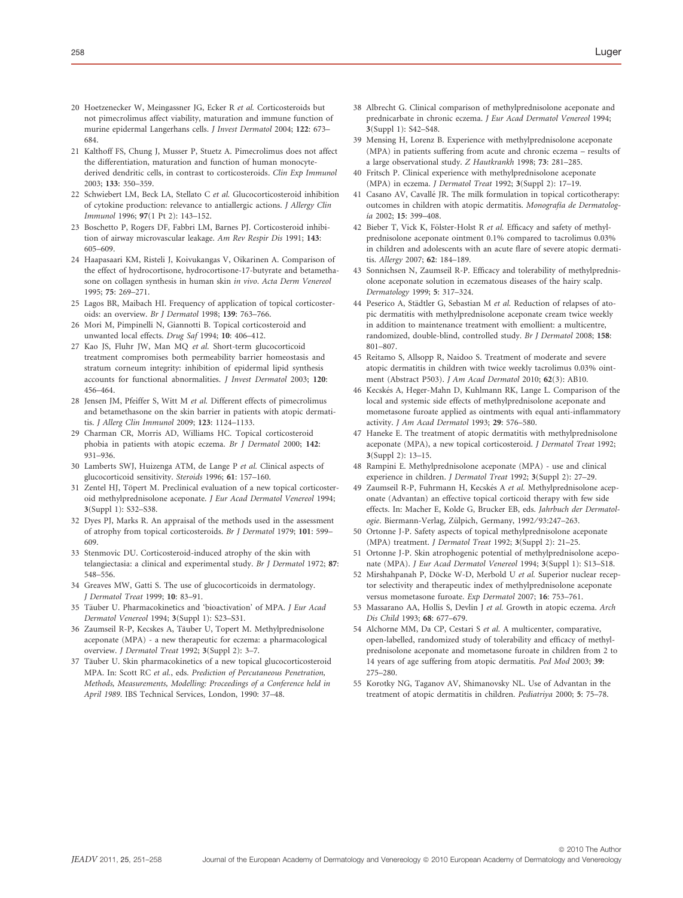20 Hoetzenecker W, Meingassner JG, Ecker R *et al.* Corticosteroids but not pimecrolimus affect viability, maturation and immune function of murine epidermal Langerhans cells. *J Invest Dermatol* 2004; **122**: 673–684.

21 Kalthoff FS, Chung J, Musser P, Stuetz A. Pimecrolimus does not affect the differentiation, maturation and function of human monocyte-derived dendritic cells, in contrast to corticosteroids. *Clin Exp Immunol* 2003; **133**: 350–359.

22 Schwiebert LM, Beck LA, Stellato C *et al.* Glucocorticosteroid inhibition of cytokine production: relevance to antiallergic actions. *J Allergy Clin Immunol* 1996; **97**(1 Pt 2): 143–152.

23 Boschetto P, Rogers DF, Fabbri LM, Barnes PJ. Corticosteroid inhibition of airway microvascular leakage. *Am Rev Respir Dis* 1991; **143**: 605–609.

24 Haapasaari KM, Risteli J, Koivukangas V, Oikarinen A. Comparison of the effect of hydrocortisone, hydrocortisone-17-butyrate and betamethasone on collagen synthesis in human skin *in vivo*. *Acta Derm Venereol* 1995; **75**: 269–271.

25 Lagos BR, Maibach HI. Frequency of application of topical corticosteroids: an overview. *Br J Dermatol* 1998; **139**: 763–766.

26 Mori M, Pimpinelli N, Giannotti B. Topical corticosteroid and unwanted local effects. *Drug Saf* 1994; **10**: 406–412.

27 Kao JS, Fluhr JW, Man MQ *et al.* Short-term glucocorticoid treatment compromises both permeability barrier homeostasis and stratum corneum integrity: inhibition of epidermal lipid synthesis accounts for functional abnormalities. *J Invest Dermatol* 2003; **120**: 456–464.

28 Jensen JM, Pfeiffer S, Witt M *et al.* Different effects of pimecrolimus and betamethasone on the skin barrier in patients with atopic dermatitis. *J Allerg Clin Immunol* 2009; **123**: 1124–1133.

29 Charman CR, Morris AD, Williams HC. Topical corticosteroid phobia in patients with atopic eczema. *Br J Dermatol* 2000; **142**: 931–936.

30 Lamberts SWJ, Huizenga ATM, de Lange P *et al.* Clinical aspects of glucocorticoid sensitivity. *Steroids* 1996; **61**: 157–160.

31 Zentel HJ, Töpert M. Preclinical evaluation of a new topical corticosteroid methylprednisolone aceponate. *J Eur Acad Dermatol Venereol* 1994; **3**(Suppl 1): S32–S38.

32 Dyes PJ, Marks R. An appraisal of the methods used in the assessment of atrophy from topical corticosteroids. *Br J Dermatol* 1979; **101**: 599–609.

33 Stenmovic DU. Corticosteroid-induced atrophy of the skin with telangiectasia: a clinical and experimental study. *Br J Dermatol* 1972; **87**: 548–556.

34 Greaves MW, Gatti S. The use of glucocorticoids in dermatology. *J Dermatol Treat* 1999; **10**: 83–91.

35 Täuber U. Pharmacokinetics and 'bioactivation' of MPA. *J Eur Acad Dermatol Venereol* 1994; **3**(Suppl 1): S23–S31.

36 Zaumseil R-P, Kecskes A, Täuber U, Topert M. Methylprednisolone aceponate (MPA) - a new therapeutic for eczema: a pharmacological overview. *J Dermatol Treat* 1992; **3**(Suppl 2): 3–7.

37 Täuber U. Skin pharmacokinetics of a new topical glucocorticosteroid MPA. In: Scott RC *et al.*, eds. *Prediction of Percutaneous Penetration, Methods, Measurements, Modelling: Proceedings of a Conference held in April 1989*. IBS Technical Services, London, 1990: 37–48.

38 Albrecht G. Clinical comparison of methylprednisolone aceponate and prednicarbate in chronic eczema. *J Eur Acad Dermatol Venereol* 1994; **3**(Suppl 1): S42–S48.

39 Mensing H, Lorenz B. Experience with methylprednisolone aceponate (MPA) in patients suffering from acute and chronic eczema – results of a large observational study. *Z Hautkrankh* 1998; **73**: 281–285.

40 Fritsch P. Clinical experience with methylprednisolone aceponate (MPA) in eczema. *J Dermatol Treat* 1992; **3**(Suppl 2): 17–19.

41 Casano AV, Cavallé JR. The milk formulation in topical corticotherapy: outcomes in children with atopic dermatitis. *Monografía de Dermatología* 2002; **15**: 399–408.

42 Bieber T, Vick K, Fölster-Holst R *et al.* Efficacy and safety of methylprednisolone aceponate ointment 0.1% compared to tacrolimus 0.03% in children and adolescents with an acute flare of severe atopic dermatitis. *Allergy* 2007; **62**: 184–189.

43 Sonnichsen N, Zaumseil R-P. Efficacy and tolerability of methylprednisolone aceponate solution in eczematous diseases of the hairy scalp. *Dermatology* 1999; **5**: 317–324.

44 Peserico A, Städtler G, Sebastian M *et al.* Reduction of relapses of atopic dermatitis with methylprednisolone aceponate cream twice weekly in addition to maintenance treatment with emollient: a multicentre, randomized, double-blind, controlled study. *Br J Dermatol* 2008; **158**: 801–807.

45 Reitamo S, Allsopp R, Naidoo S. Treatment of moderate and severe atopic dermatitis in children with twice weekly tacrolimus 0.03% ointment (Abstract P503). *J Am Acad Dermatol* 2010; **62**(3): AB10.

46 Kecskés A, Heger-Mahn D, Kuhlmann RK, Lange L. Comparison of the local and systemic side effects of methylprednisolone aceponate and mometasone furoate applied as ointments with equal anti-inflammatory activity. *J Am Acad Dermatol* 1993; **29**: 576–580.

47 Haneke E. The treatment of atopic dermatitis with methylprednisolone aceponate (MPA), a new topical corticosteroid. *J Dermatol Treat* 1992; **3**(Suppl 2): 13–15.

48 Rampini E. Methylprednisolone aceponate (MPA) - use and clinical experience in children. *J Dermatol Treat* 1992; **3**(Suppl 2): 27–29.

49 Zaumseil R-P, Fuhrmann H, Kecskés A *et al.* Methylprednisolone aceponate (Advantan) an effective topical corticoid therapy with few side effects. In: Macher E, Kolde G, Brucker EB, eds. *Jahrbuch der Dermatologie*. Biermann-Verlag, Zülpich, Germany, 1992/93:247–263.

50 Ortonne J-P. Safety aspects of topical methylprednisolone aceponate (MPA) treatment. *J Dermatol Treat* 1992; **3**(Suppl 2): 21–25.

51 Ortonne J-P. Skin atrophogenic potential of methylprednisolone aceponate (MPA). *J Eur Acad Dermatol Venereol* 1994; **3**(Suppl 1): S13–S18.

52 Mirshahpanah P, Döcke W-D, Merbold U *et al.* Superior nuclear receptor selectivity and therapeutic index of methylprednisolone aceponate versus mometasone furoate. *Exp Dermatol* 2007; **16**: 753–761.

53 Massarano AA, Hollis S, Devlin J *et al.* Growth in atopic eczema. *Arch Dis Child* 1993; **68**: 677–679.

54 Alchorne MM, Da CP, Cestari S *et al.* A multicenter, comparative, open-labelled, randomized study of tolerability and efficacy of methylprednisolone aceponate and mometasone furoate in children from 2 to 14 years of age suffering from atopic dermatitis. *Ped Mod* 2003; **39**: 275–280.

55 Korotky NG, Taganov AV, Shimanovsky NL. Use of Advantan in the treatment of atopic dermatitis in children. *Pediatriya* 2000; **5**: 75–78.